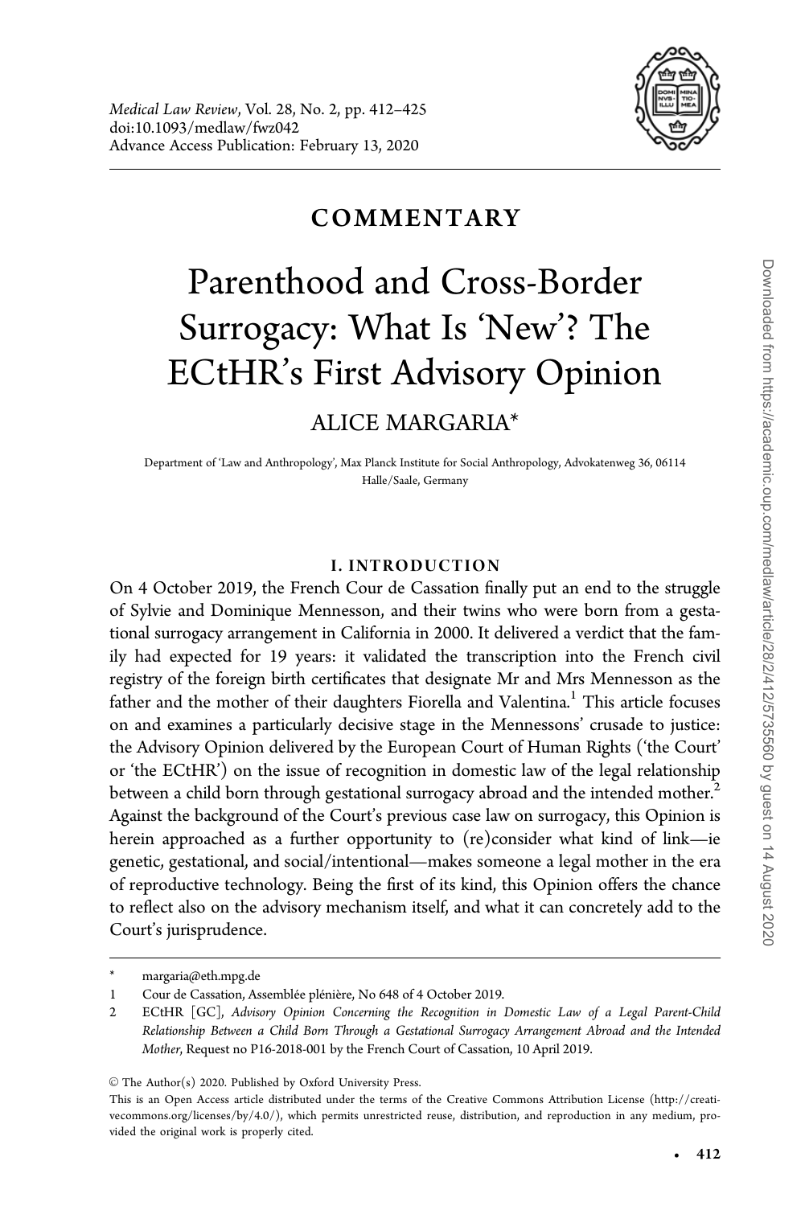COMMENTARY

# Parenthood and Cross-Border Surrogacy: What Is 'New'? The ECtHR's First Advisory Opinion

ALICE MARGARIA*

Department of 'Law and Anthropology', Max Planck Institute for Social Anthropology, Advokatenweg 36, 06114 Halle/Saale, Germany

## I. INTRODUCTION

On 4 October 2019, the French Cour de Cassation finally put an end to the struggle of Sylvie and Dominique Mennesson, and their twins who were born from a gestational surrogacy arrangement in California in 2000. It delivered a verdict that the family had expected for 19 years: it validated the transcription into the French civil registry of the foreign birth certificates that designate Mr and Mrs Mennesson as the father and the mother of their daughters Fiorella and Valentina.[1] This article focuses on and examines a particularly decisive stage in the Mennessons' crusade to justice: the Advisory Opinion delivered by the European Court of Human Rights ('the Court' or 'the ECtHR') on the issue of recognition in domestic law of the legal relationship between a child born through gestational surrogacy abroad and the intended mother.[2] Against the background of the Court's previous case law on surrogacy, this Opinion is herein approached as a further opportunity to (re)consider what kind of link—ie genetic, gestational, and social/intentional—makes someone a legal mother in the era of reproductive technology. Being the first of its kind, this Opinion offers the chance to reflect also on the advisory mechanism itself, and what it can concretely add to the Court's jurisprudence.

---

\* margaria@eth.mpg.de

1 Cour de Cassation, Assemblée plénière, No 648 of 4 October 2019.

2 ECtHR [GC], *Advisory Opinion Concerning the Recognition in Domestic Law of a Legal Parent-Child Relationship Between a Child Born Through a Gestational Surrogacy Arrangement Abroad and the Intended Mother*, Request no P16-2018-001 by the French Court of Cassation, 10 April 2019.

© The Author(s) 2020. Published by Oxford University Press.
This is an Open Access article distributed under the terms of the Creative Commons Attribution License (http://creativecommons.org/licenses/by/4.0/), which permits unrestricted reuse, distribution, and reproduction in any medium, provided the original work is properly cited.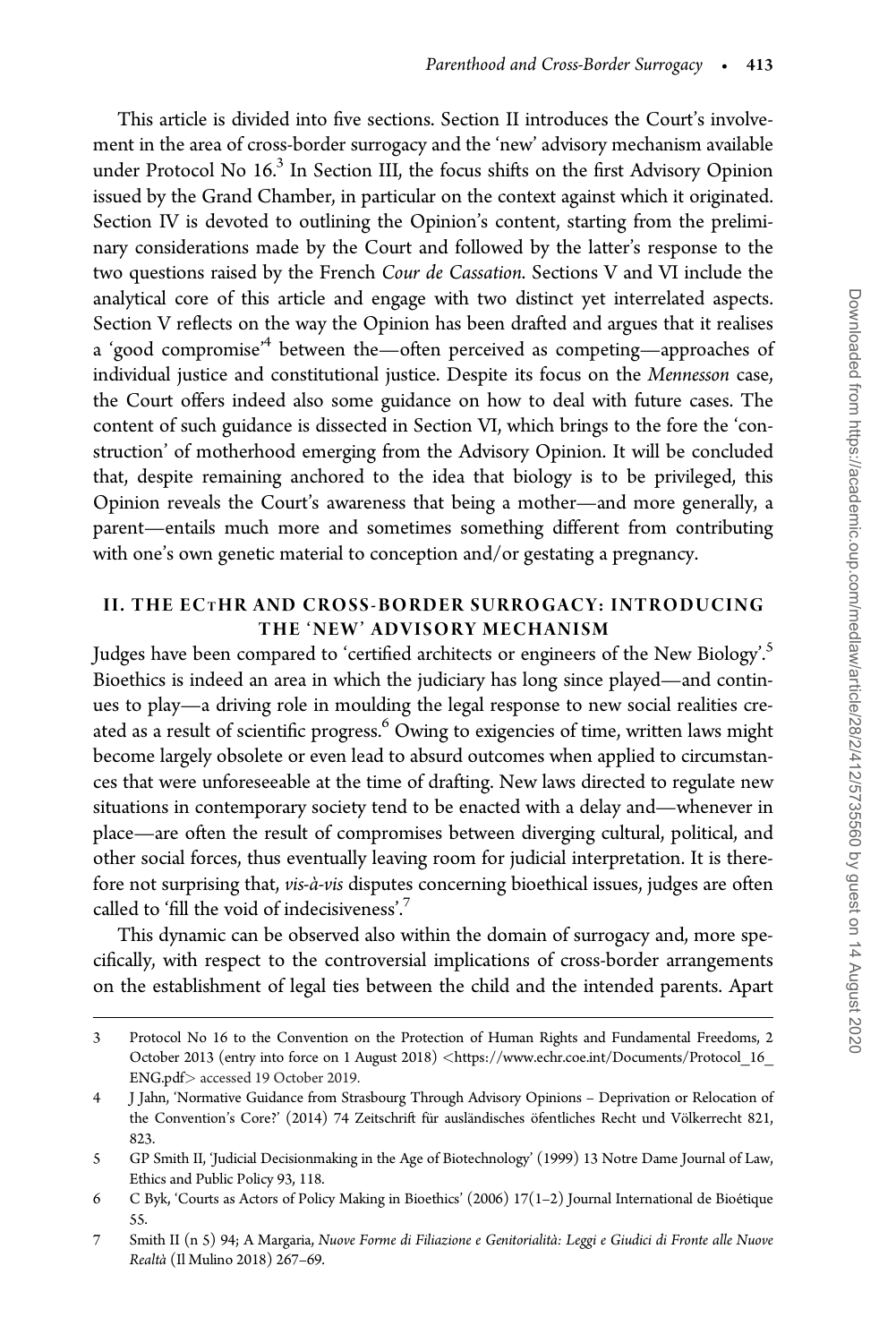This article is divided into five sections. Section II introduces the Court's involvement in the area of cross-border surrogacy and the 'new' advisory mechanism available under Protocol No 16.[3] In Section III, the focus shifts on the first Advisory Opinion issued by the Grand Chamber, in particular on the context against which it originated. Section IV is devoted to outlining the Opinion's content, starting from the preliminary considerations made by the Court and followed by the latter's response to the two questions raised by the French *Cour de Cassation*. Sections V and VI include the analytical core of this article and engage with two distinct yet interrelated aspects. Section V reflects on the way the Opinion has been drafted and argues that it realises a 'good compromise'[4] between the—often perceived as competing—approaches of individual justice and constitutional justice. Despite its focus on the *Mennesson* case, the Court offers indeed also some guidance on how to deal with future cases. The content of such guidance is dissected in Section VI, which brings to the fore the 'construction' of motherhood emerging from the Advisory Opinion. It will be concluded that, despite remaining anchored to the idea that biology is to be privileged, this Opinion reveals the Court's awareness that being a mother—and more generally, a parent—entails much more and sometimes something different from contributing with one's own genetic material to conception and/or gestating a pregnancy.

## II. THE ECtHR AND CROSS-BORDER SURROGACY: INTRODUCING THE 'NEW' ADVISORY MECHANISM

Judges have been compared to 'certified architects or engineers of the New Biology'.[5] Bioethics is indeed an area in which the judiciary has long since played—and continues to play—a driving role in moulding the legal response to new social realities created as a result of scientific progress.[6] Owing to exigencies of time, written laws might become largely obsolete or even lead to absurd outcomes when applied to circumstances that were unforeseeable at the time of drafting. New laws directed to regulate new situations in contemporary society tend to be enacted with a delay and—whenever in place—are often the result of compromises between diverging cultural, political, and other social forces, thus eventually leaving room for judicial interpretation. It is therefore not surprising that, *vis-à-vis* disputes concerning bioethical issues, judges are often called to 'fill the void of indecisiveness'.[7]

This dynamic can be observed also within the domain of surrogacy and, more specifically, with respect to the controversial implications of cross-border arrangements on the establishment of legal ties between the child and the intended parents. Apart

---

3 Protocol No 16 to the Convention on the Protection of Human Rights and Fundamental Freedoms, 2 October 2013 (entry into force on 1 August 2018) <https://www.echr.coe.int/Documents/Protocol_16_ENG.pdf> accessed 19 October 2019.

4 J Jahn, 'Normative Guidance from Strasbourg Through Advisory Opinions – Deprivation or Relocation of the Convention's Core?' (2014) 74 Zeitschrift für ausländisches öfentliches Recht und Völkerrecht 821, 823.

5 GP Smith II, 'Judicial Decisionmaking in the Age of Biotechnology' (1999) 13 Notre Dame Journal of Law, Ethics and Public Policy 93, 118.

6 C Byk, 'Courts as Actors of Policy Making in Bioethics' (2006) 17(1–2) Journal International de Bioétique 55.

7 Smith II (n 5) 94; A Margaria, *Nuove Forme di Filiazione e Genitorialità: Leggi e Giudici di Fronte alle Nuove Realtà* (Il Mulino 2018) 267–69.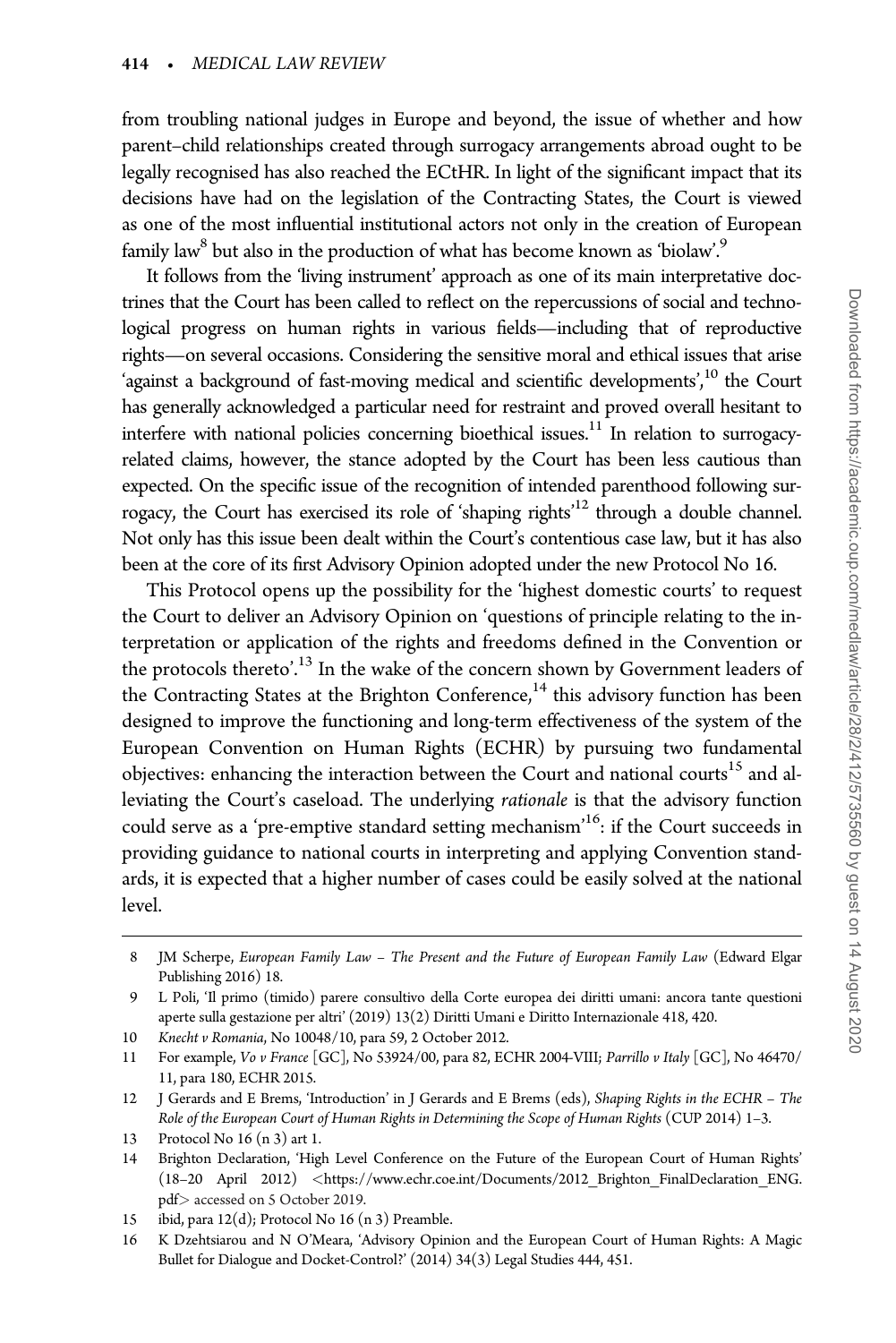from troubling national judges in Europe and beyond, the issue of whether and how parent–child relationships created through surrogacy arrangements abroad ought to be legally recognised has also reached the ECtHR. In light of the significant impact that its decisions have had on the legislation of the Contracting States, the Court is viewed as one of the most influential institutional actors not only in the creation of European family law[8] but also in the production of what has become known as 'biolaw'.[9]

It follows from the 'living instrument' approach as one of its main interpretative doctrines that the Court has been called to reflect on the repercussions of social and technological progress on human rights in various fields—including that of reproductive rights—on several occasions. Considering the sensitive moral and ethical issues that arise 'against a background of fast-moving medical and scientific developments',[10] the Court has generally acknowledged a particular need for restraint and proved overall hesitant to interfere with national policies concerning bioethical issues.[11] In relation to surrogacy-related claims, however, the stance adopted by the Court has been less cautious than expected. On the specific issue of the recognition of intended parenthood following surrogacy, the Court has exercised its role of 'shaping rights'[12] through a double channel. Not only has this issue been dealt within the Court's contentious case law, but it has also been at the core of its first Advisory Opinion adopted under the new Protocol No 16.

This Protocol opens up the possibility for the 'highest domestic courts' to request the Court to deliver an Advisory Opinion on 'questions of principle relating to the interpretation or application of the rights and freedoms defined in the Convention or the protocols thereto'.[13] In the wake of the concern shown by Government leaders of the Contracting States at the Brighton Conference,[14] this advisory function has been designed to improve the functioning and long-term effectiveness of the system of the European Convention on Human Rights (ECHR) by pursuing two fundamental objectives: enhancing the interaction between the Court and national courts[15] and alleviating the Court's caseload. The underlying *rationale* is that the advisory function could serve as a 'pre-emptive standard setting mechanism'[16]: if the Court succeeds in providing guidance to national courts in interpreting and applying Convention standards, it is expected that a higher number of cases could be easily solved at the national level.

---

8 JM Scherpe, *European Family Law – The Present and the Future of European Family Law* (Edward Elgar Publishing 2016) 18.

9 L Poli, 'Il primo (timido) parere consultivo della Corte europea dei diritti umani: ancora tante questioni aperte sulla gestazione per altri' (2019) 13(2) Diritti Umani e Diritto Internazionale 418, 420.

10 *Knecht v Romania*, No 10048/10, para 59, 2 October 2012.

11 For example, *Vo v France* [GC], No 53924/00, para 82, ECHR 2004-VIII; *Parrillo v Italy* [GC], No 46470/11, para 180, ECHR 2015.

12 J Gerards and E Brems, 'Introduction' in J Gerards and E Brems (eds), *Shaping Rights in the ECHR – The Role of the European Court of Human Rights in Determining the Scope of Human Rights* (CUP 2014) 1–3.

13 Protocol No 16 (n 3) art 1.

14 Brighton Declaration, 'High Level Conference on the Future of the European Court of Human Rights' (18–20 April 2012) <https://www.echr.coe.int/Documents/2012_Brighton_FinalDeclaration_ENG.pdf> accessed on 5 October 2019.

15 ibid, para 12(d); Protocol No 16 (n 3) Preamble.

16 K Dzehtsiarou and N O'Meara, 'Advisory Opinion and the European Court of Human Rights: A Magic Bullet for Dialogue and Docket-Control?' (2014) 34(3) Legal Studies 444, 451.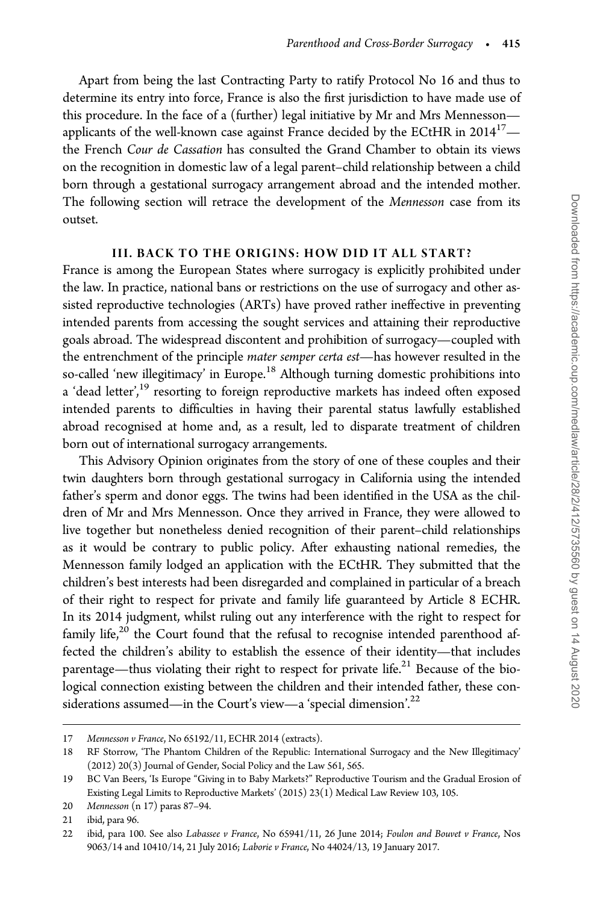Apart from being the last Contracting Party to ratify Protocol No 16 and thus to determine its entry into force, France is also the first jurisdiction to have made use of this procedure. In the face of a (further) legal initiative by Mr and Mrs Mennesson—applicants of the well-known case against France decided by the ECtHR in 2014[17]—the French *Cour de Cassation* has consulted the Grand Chamber to obtain its views on the recognition in domestic law of a legal parent–child relationship between a child born through a gestational surrogacy arrangement abroad and the intended mother. The following section will retrace the development of the *Mennesson* case from its outset.

## III. BACK TO THE ORIGINS: HOW DID IT ALL START?

France is among the European States where surrogacy is explicitly prohibited under the law. In practice, national bans or restrictions on the use of surrogacy and other assisted reproductive technologies (ARTs) have proved rather ineffective in preventing intended parents from accessing the sought services and attaining their reproductive goals abroad. The widespread discontent and prohibition of surrogacy—coupled with the entrenchment of the principle *mater semper certa est*—has however resulted in the so-called 'new illegitimacy' in Europe.[18] Although turning domestic prohibitions into a 'dead letter',[19] resorting to foreign reproductive markets has indeed often exposed intended parents to difficulties in having their parental status lawfully established abroad recognised at home and, as a result, led to disparate treatment of children born out of international surrogacy arrangements.

This Advisory Opinion originates from the story of one of these couples and their twin daughters born through gestational surrogacy in California using the intended father's sperm and donor eggs. The twins had been identified in the USA as the children of Mr and Mrs Mennesson. Once they arrived in France, they were allowed to live together but nonetheless denied recognition of their parent–child relationships as it would be contrary to public policy. After exhausting national remedies, the Mennesson family lodged an application with the ECtHR. They submitted that the children's best interests had been disregarded and complained in particular of a breach of their right to respect for private and family life guaranteed by Article 8 ECHR. In its 2014 judgment, whilst ruling out any interference with the right to respect for family life,[20] the Court found that the refusal to recognise intended parenthood affected the children's ability to establish the essence of their identity—that includes parentage—thus violating their right to respect for private life.[21] Because of the biological connection existing between the children and their intended father, these considerations assumed—in the Court's view—a 'special dimension'.[22]

---

17 *Mennesson v France*, No 65192/11, ECHR 2014 (extracts).

18 RF Storrow, 'The Phantom Children of the Republic: International Surrogacy and the New Illegitimacy' (2012) 20(3) Journal of Gender, Social Policy and the Law 561, 565.

19 BC Van Beers, 'Is Europe "Giving in to Baby Markets?" Reproductive Tourism and the Gradual Erosion of Existing Legal Limits to Reproductive Markets' (2015) 23(1) Medical Law Review 103, 105.

20 *Mennesson* (n 17) paras 87–94.

21 ibid, para 96.

22 ibid, para 100. See also *Labassee v France*, No 65941/11, 26 June 2014; *Foulon and Bouvet v France*, Nos 9063/14 and 10410/14, 21 July 2016; *Laborie v France*, No 44024/13, 19 January 2017.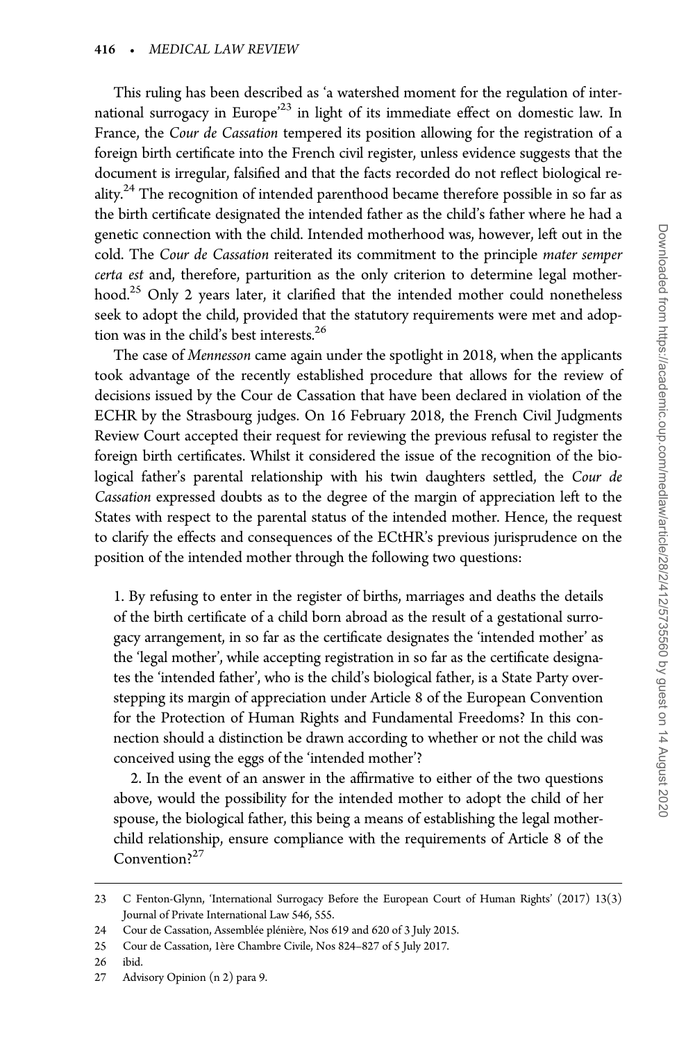This ruling has been described as 'a watershed moment for the regulation of international surrogacy in Europe'[23] in light of its immediate effect on domestic law. In France, the *Cour de Cassation* tempered its position allowing for the registration of a foreign birth certificate into the French civil register, unless evidence suggests that the document is irregular, falsified and that the facts recorded do not reflect biological reality.[24] The recognition of intended parenthood became therefore possible in so far as the birth certificate designated the intended father as the child's father where he had a genetic connection with the child. Intended motherhood was, however, left out in the cold. The *Cour de Cassation* reiterated its commitment to the principle *mater semper certa est* and, therefore, parturition as the only criterion to determine legal motherhood.[25] Only 2 years later, it clarified that the intended mother could nonetheless seek to adopt the child, provided that the statutory requirements were met and adoption was in the child's best interests.[26]

The case of *Mennesson* came again under the spotlight in 2018, when the applicants took advantage of the recently established procedure that allows for the review of decisions issued by the Cour de Cassation that have been declared in violation of the ECHR by the Strasbourg judges. On 16 February 2018, the French Civil Judgments Review Court accepted their request for reviewing the previous refusal to register the foreign birth certificates. Whilst it considered the issue of the recognition of the biological father's parental relationship with his twin daughters settled, the *Cour de Cassation* expressed doubts as to the degree of the margin of appreciation left to the States with respect to the parental status of the intended mother. Hence, the request to clarify the effects and consequences of the ECtHR's previous jurisprudence on the position of the intended mother through the following two questions:

> 1. By refusing to enter in the register of births, marriages and deaths the details of the birth certificate of a child born abroad as the result of a gestational surrogacy arrangement, in so far as the certificate designates the 'intended mother' as the 'legal mother', while accepting registration in so far as the certificate designates the 'intended father', who is the child's biological father, is a State Party overstepping its margin of appreciation under Article 8 of the European Convention for the Protection of Human Rights and Fundamental Freedoms? In this connection should a distinction be drawn according to whether or not the child was conceived using the eggs of the 'intended mother'?
>
> 2. In the event of an answer in the affirmative to either of the two questions above, would the possibility for the intended mother to adopt the child of her spouse, the biological father, this being a means of establishing the legal mother-child relationship, ensure compliance with the requirements of Article 8 of the Convention?[27]

---

23 C Fenton-Glynn, 'International Surrogacy Before the European Court of Human Rights' (2017) 13(3) Journal of Private International Law 546, 555.

24 Cour de Cassation, Assemblée plénière, Nos 619 and 620 of 3 July 2015.

25 Cour de Cassation, 1ère Chambre Civile, Nos 824–827 of 5 July 2017.

26 ibid.

27 Advisory Opinion (n 2) para 9.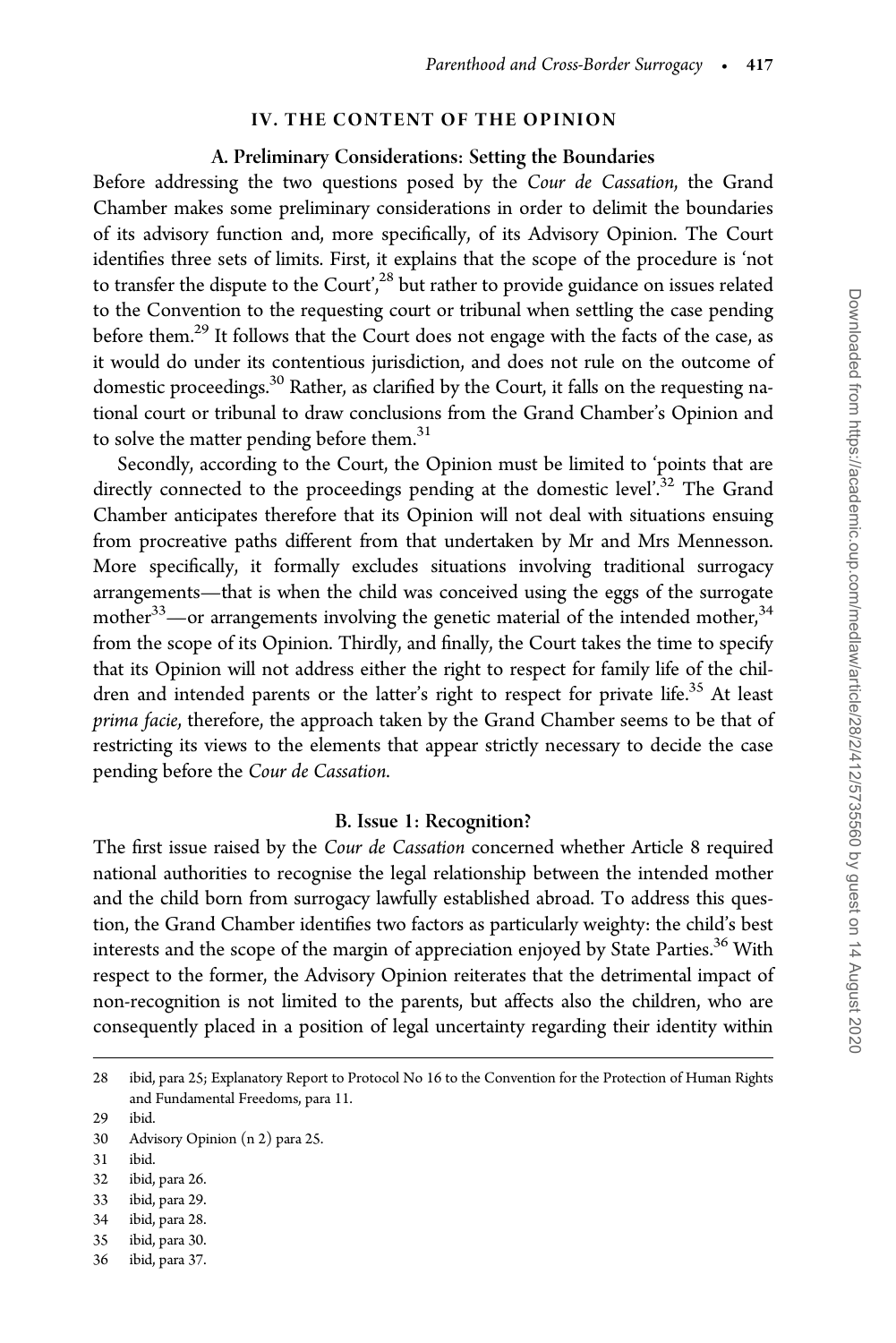## IV. THE CONTENT OF THE OPINION

### A. Preliminary Considerations: Setting the Boundaries

Before addressing the two questions posed by the *Cour de Cassation*, the Grand Chamber makes some preliminary considerations in order to delimit the boundaries of its advisory function and, more specifically, of its Advisory Opinion. The Court identifies three sets of limits. First, it explains that the scope of the procedure is 'not to transfer the dispute to the Court',[28] but rather to provide guidance on issues related to the Convention to the requesting court or tribunal when settling the case pending before them.[29] It follows that the Court does not engage with the facts of the case, as it would do under its contentious jurisdiction, and does not rule on the outcome of domestic proceedings.[30] Rather, as clarified by the Court, it falls on the requesting national court or tribunal to draw conclusions from the Grand Chamber's Opinion and to solve the matter pending before them.[31]

Secondly, according to the Court, the Opinion must be limited to 'points that are directly connected to the proceedings pending at the domestic level'.[32] The Grand Chamber anticipates therefore that its Opinion will not deal with situations ensuing from procreative paths different from that undertaken by Mr and Mrs Mennesson. More specifically, it formally excludes situations involving traditional surrogacy arrangements—that is when the child was conceived using the eggs of the surrogate mother[33]—or arrangements involving the genetic material of the intended mother,[34] from the scope of its Opinion. Thirdly, and finally, the Court takes the time to specify that its Opinion will not address either the right to respect for family life of the children and intended parents or the latter's right to respect for private life.[35] At least *prima facie*, therefore, the approach taken by the Grand Chamber seems to be that of restricting its views to the elements that appear strictly necessary to decide the case pending before the *Cour de Cassation*.

### B. Issue 1: Recognition?

The first issue raised by the *Cour de Cassation* concerned whether Article 8 required national authorities to recognise the legal relationship between the intended mother and the child born from surrogacy lawfully established abroad. To address this question, the Grand Chamber identifies two factors as particularly weighty: the child's best interests and the scope of the margin of appreciation enjoyed by State Parties.[36] With respect to the former, the Advisory Opinion reiterates that the detrimental impact of non-recognition is not limited to the parents, but affects also the children, who are consequently placed in a position of legal uncertainty regarding their identity within

---

28 ibid, para 25; Explanatory Report to Protocol No 16 to the Convention for the Protection of Human Rights and Fundamental Freedoms, para 11.

29 ibid.

30 Advisory Opinion (n 2) para 25.

31 ibid.

32 ibid, para 26.

33 ibid, para 29.

34 ibid, para 28.

35 ibid, para 30.

36 ibid, para 37.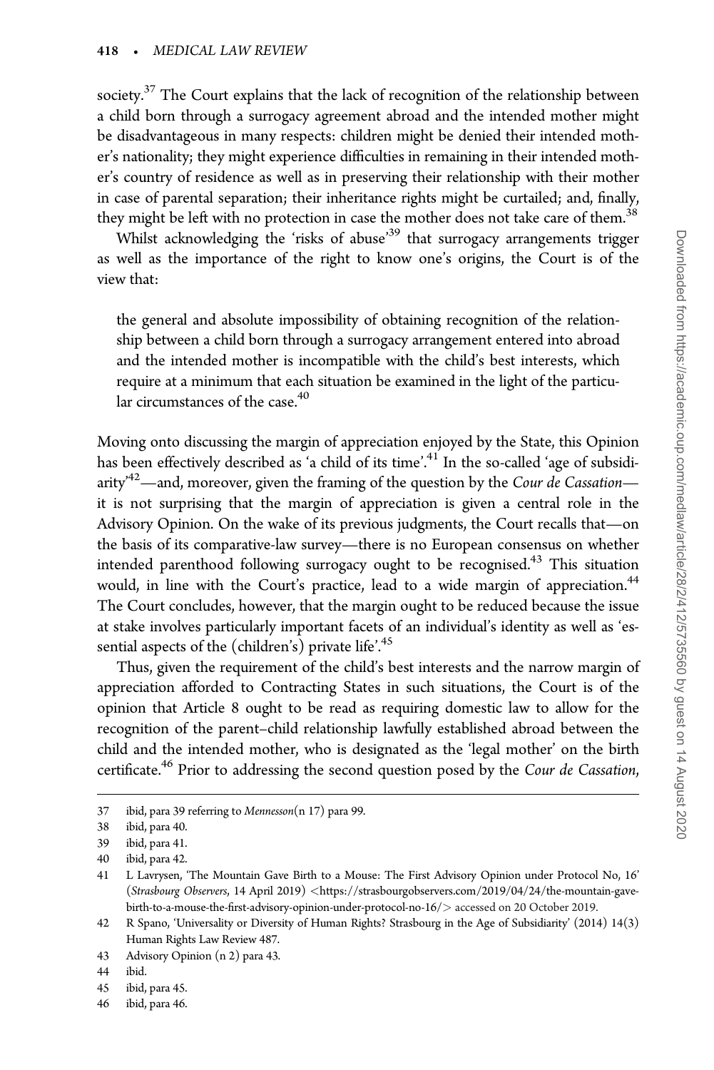society.[37] The Court explains that the lack of recognition of the relationship between a child born through a surrogacy agreement abroad and the intended mother might be disadvantageous in many respects: children might be denied their intended mother's nationality; they might experience difficulties in remaining in their intended mother's country of residence as well as in preserving their relationship with their mother in case of parental separation; their inheritance rights might be curtailed; and, finally, they might be left with no protection in case the mother does not take care of them.[38]

Whilst acknowledging the 'risks of abuse'[39] that surrogacy arrangements trigger as well as the importance of the right to know one's origins, the Court is of the view that:

> the general and absolute impossibility of obtaining recognition of the relationship between a child born through a surrogacy arrangement entered into abroad and the intended mother is incompatible with the child's best interests, which require at a minimum that each situation be examined in the light of the particular circumstances of the case.[40]

Moving onto discussing the margin of appreciation enjoyed by the State, this Opinion has been effectively described as 'a child of its time'.[41] In the so-called 'age of subsidiarity'[42]—and, moreover, given the framing of the question by the *Cour de Cassation*—it is not surprising that the margin of appreciation is given a central role in the Advisory Opinion. On the wake of its previous judgments, the Court recalls that—on the basis of its comparative-law survey—there is no European consensus on whether intended parenthood following surrogacy ought to be recognised.[43] This situation would, in line with the Court's practice, lead to a wide margin of appreciation.[44] The Court concludes, however, that the margin ought to be reduced because the issue at stake involves particularly important facets of an individual's identity as well as 'essential aspects of the (children's) private life'.[45]

Thus, given the requirement of the child's best interests and the narrow margin of appreciation afforded to Contracting States in such situations, the Court is of the opinion that Article 8 ought to be read as requiring domestic law to allow for the recognition of the parent–child relationship lawfully established abroad between the child and the intended mother, who is designated as the 'legal mother' on the birth certificate.[46] Prior to addressing the second question posed by the *Cour de Cassation*,

---

37 ibid, para 39 referring to *Mennesson*(n 17) para 99.

38 ibid, para 40.

39 ibid, para 41.

40 ibid, para 42.

41 L Lavrysen, 'The Mountain Gave Birth to a Mouse: The First Advisory Opinion under Protocol No, 16' (*Strasbourg Observers*, 14 April 2019) <https://strasbourgobservers.com/2019/04/24/the-mountain-gave-birth-to-a-mouse-the-first-advisory-opinion-under-protocol-no-16/> accessed on 20 October 2019.

42 R Spano, 'Universality or Diversity of Human Rights? Strasbourg in the Age of Subsidiarity' (2014) 14(3) Human Rights Law Review 487.

43 Advisory Opinion (n 2) para 43.

44 ibid.

45 ibid, para 45.

46 ibid, para 46.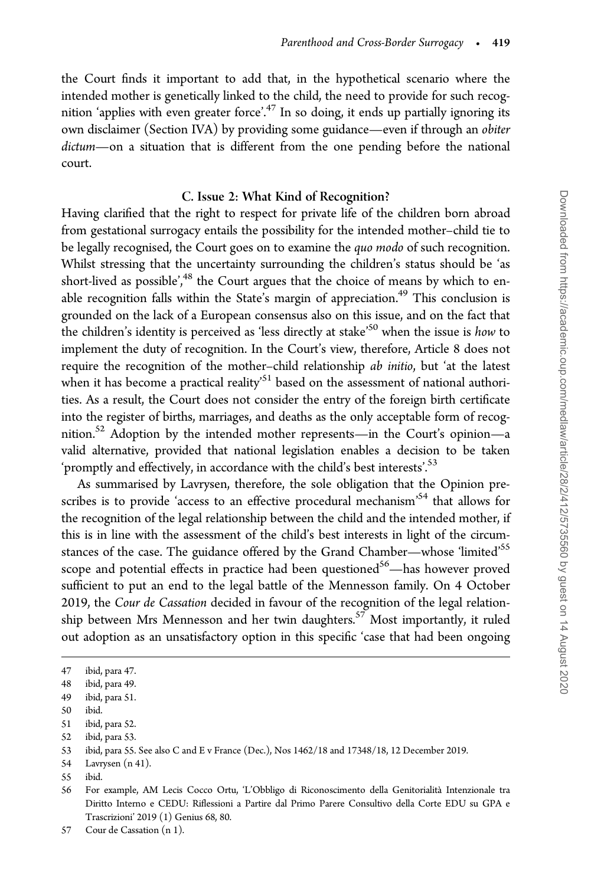the Court finds it important to add that, in the hypothetical scenario where the intended mother is genetically linked to the child, the need to provide for such recognition 'applies with even greater force'.[47] In so doing, it ends up partially ignoring its own disclaimer (Section IVA) by providing some guidance—even if through an *obiter dictum*—on a situation that is different from the one pending before the national court.

### C. Issue 2: What Kind of Recognition?

Having clarified that the right to respect for private life of the children born abroad from gestational surrogacy entails the possibility for the intended mother–child tie to be legally recognised, the Court goes on to examine the *quo modo* of such recognition. Whilst stressing that the uncertainty surrounding the children's status should be 'as short-lived as possible',[48] the Court argues that the choice of means by which to enable recognition falls within the State's margin of appreciation.[49] This conclusion is grounded on the lack of a European consensus also on this issue, and on the fact that the children's identity is perceived as 'less directly at stake'[50] when the issue is *how* to implement the duty of recognition. In the Court's view, therefore, Article 8 does not require the recognition of the mother–child relationship *ab initio*, but 'at the latest when it has become a practical reality'[51] based on the assessment of national authorities. As a result, the Court does not consider the entry of the foreign birth certificate into the register of births, marriages, and deaths as the only acceptable form of recognition.[52] Adoption by the intended mother represents—in the Court's opinion—a valid alternative, provided that national legislation enables a decision to be taken 'promptly and effectively, in accordance with the child's best interests'.[53]

As summarised by Lavrysen, therefore, the sole obligation that the Opinion prescribes is to provide 'access to an effective procedural mechanism'[54] that allows for the recognition of the legal relationship between the child and the intended mother, if this is in line with the assessment of the child's best interests in light of the circumstances of the case. The guidance offered by the Grand Chamber—whose 'limited'[55] scope and potential effects in practice had been questioned[56]—has however proved sufficient to put an end to the legal battle of the Mennesson family. On 4 October 2019, the *Cour de Cassation* decided in favour of the recognition of the legal relationship between Mrs Mennesson and her twin daughters.[57] Most importantly, it ruled out adoption as an unsatisfactory option in this specific 'case that had been ongoing

---

47 ibid, para 47.

48 ibid, para 49.

49 ibid, para 51.

50 ibid.

51 ibid, para 52.

52 ibid, para 53.

53 ibid, para 55. See also C and E v France (Dec.), Nos 1462/18 and 17348/18, 12 December 2019.

54 Lavrysen (n 41).

55 ibid.

56 For example, AM Lecis Cocco Ortu, 'L'Obbligo di Riconoscimento della Genitorialità Intenzionale tra Diritto Interno e CEDU: Riflessioni a Partire dal Primo Parere Consultivo della Corte EDU su GPA e Trascrizioni' 2019 (1) Genius 68, 80.

57 Cour de Cassation (n 1).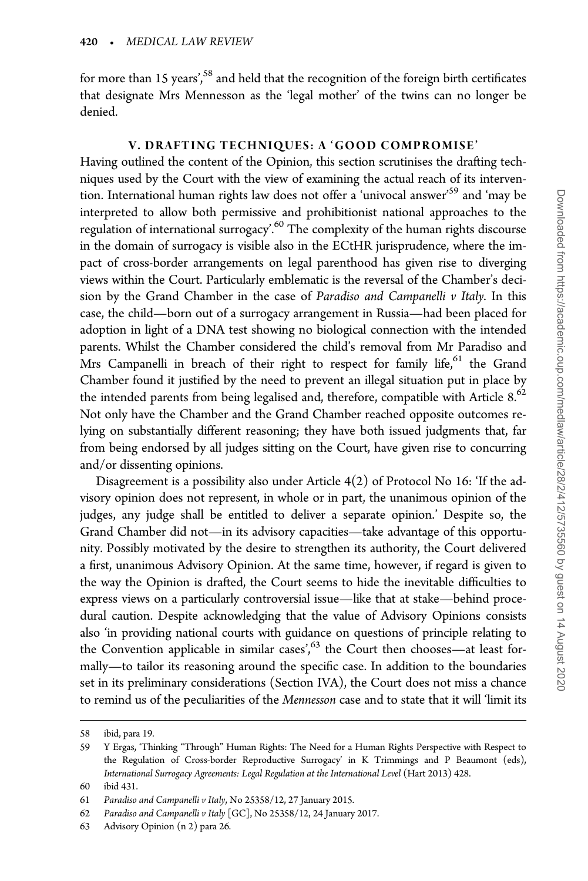for more than 15 years',[58] and held that the recognition of the foreign birth certificates that designate Mrs Mennesson as the 'legal mother' of the twins can no longer be denied.

## V. DRAFTING TECHNIQUES: A 'GOOD COMPROMISE'

Having outlined the content of the Opinion, this section scrutinises the drafting techniques used by the Court with the view of examining the actual reach of its intervention. International human rights law does not offer a 'univocal answer'[59] and 'may be interpreted to allow both permissive and prohibitionist national approaches to the regulation of international surrogacy'.[60] The complexity of the human rights discourse in the domain of surrogacy is visible also in the ECtHR jurisprudence, where the impact of cross-border arrangements on legal parenthood has given rise to diverging views within the Court. Particularly emblematic is the reversal of the Chamber's decision by the Grand Chamber in the case of *Paradiso and Campanelli v Italy*. In this case, the child—born out of a surrogacy arrangement in Russia—had been placed for adoption in light of a DNA test showing no biological connection with the intended parents. Whilst the Chamber considered the child's removal from Mr Paradiso and Mrs Campanelli in breach of their right to respect for family life,[61] the Grand Chamber found it justified by the need to prevent an illegal situation put in place by the intended parents from being legalised and, therefore, compatible with Article 8.[62] Not only have the Chamber and the Grand Chamber reached opposite outcomes relying on substantially different reasoning; they have both issued judgments that, far from being endorsed by all judges sitting on the Court, have given rise to concurring and/or dissenting opinions.

Disagreement is a possibility also under Article 4(2) of Protocol No 16: 'If the advisory opinion does not represent, in whole or in part, the unanimous opinion of the judges, any judge shall be entitled to deliver a separate opinion.' Despite so, the Grand Chamber did not—in its advisory capacities—take advantage of this opportunity. Possibly motivated by the desire to strengthen its authority, the Court delivered a first, unanimous Advisory Opinion. At the same time, however, if regard is given to the way the Opinion is drafted, the Court seems to hide the inevitable difficulties to express views on a particularly controversial issue—like that at stake—behind procedural caution. Despite acknowledging that the value of Advisory Opinions consists also 'in providing national courts with guidance on questions of principle relating to the Convention applicable in similar cases',[63] the Court then chooses—at least formally—to tailor its reasoning around the specific case. In addition to the boundaries set in its preliminary considerations (Section IVA), the Court does not miss a chance to remind us of the peculiarities of the *Mennesson* case and to state that it will 'limit its

---

58 ibid, para 19.

59 Y Ergas, 'Thinking "Through" Human Rights: The Need for a Human Rights Perspective with Respect to the Regulation of Cross-border Reproductive Surrogacy' in K Trimmings and P Beaumont (eds), *International Surrogacy Agreements: Legal Regulation at the International Level* (Hart 2013) 428.

60 ibid 431.

61 *Paradiso and Campanelli v Italy*, No 25358/12, 27 January 2015.

62 *Paradiso and Campanelli v Italy* [GC], No 25358/12, 24 January 2017.

63 Advisory Opinion (n 2) para 26.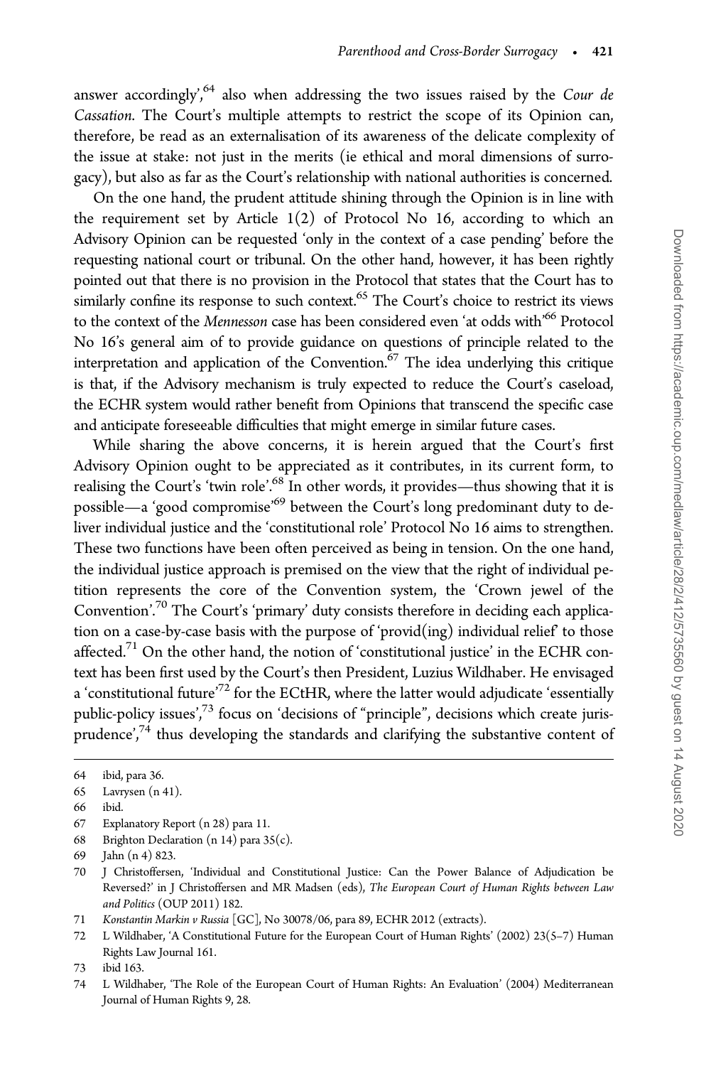answer accordingly',[64] also when addressing the two issues raised by the *Cour de Cassation*. The Court's multiple attempts to restrict the scope of its Opinion can, therefore, be read as an externalisation of its awareness of the delicate complexity of the issue at stake: not just in the merits (ie ethical and moral dimensions of surrogacy), but also as far as the Court's relationship with national authorities is concerned.

On the one hand, the prudent attitude shining through the Opinion is in line with the requirement set by Article 1(2) of Protocol No 16, according to which an Advisory Opinion can be requested 'only in the context of a case pending' before the requesting national court or tribunal. On the other hand, however, it has been rightly pointed out that there is no provision in the Protocol that states that the Court has to similarly confine its response to such context.[65] The Court's choice to restrict its views to the context of the *Mennesson* case has been considered even 'at odds with'[66] Protocol No 16's general aim of to provide guidance on questions of principle related to the interpretation and application of the Convention.[67] The idea underlying this critique is that, if the Advisory mechanism is truly expected to reduce the Court's caseload, the ECHR system would rather benefit from Opinions that transcend the specific case and anticipate foreseeable difficulties that might emerge in similar future cases.

While sharing the above concerns, it is herein argued that the Court's first Advisory Opinion ought to be appreciated as it contributes, in its current form, to realising the Court's 'twin role'.[68] In other words, it provides—thus showing that it is possible—a 'good compromise'[69] between the Court's long predominant duty to deliver individual justice and the 'constitutional role' Protocol No 16 aims to strengthen. These two functions have been often perceived as being in tension. On the one hand, the individual justice approach is premised on the view that the right of individual petition represents the core of the Convention system, the 'Crown jewel of the Convention'.[70] The Court's 'primary' duty consists therefore in deciding each application on a case-by-case basis with the purpose of 'provid(ing) individual relief' to those affected.[71] On the other hand, the notion of 'constitutional justice' in the ECHR context has been first used by the Court's then President, Luzius Wildhaber. He envisaged a 'constitutional future'[72] for the ECtHR, where the latter would adjudicate 'essentially public-policy issues',[73] focus on 'decisions of "principle", decisions which create jurisprudence',[74] thus developing the standards and clarifying the substantive content of

---

64 ibid, para 36.

65 Lavrysen (n 41).

66 ibid.

67 Explanatory Report (n 28) para 11.

68 Brighton Declaration (n 14) para 35(c).

69 Jahn (n 4) 823.

70 J Christoffersen, 'Individual and Constitutional Justice: Can the Power Balance of Adjudication be Reversed?' in J Christoffersen and MR Madsen (eds), *The European Court of Human Rights between Law and Politics* (OUP 2011) 182.

71 *Konstantin Markin v Russia* [GC], No 30078/06, para 89, ECHR 2012 (extracts).

72 L Wildhaber, 'A Constitutional Future for the European Court of Human Rights' (2002) 23(5–7) Human Rights Law Journal 161.

73 ibid 163.

74 L Wildhaber, 'The Role of the European Court of Human Rights: An Evaluation' (2004) Mediterranean Journal of Human Rights 9, 28.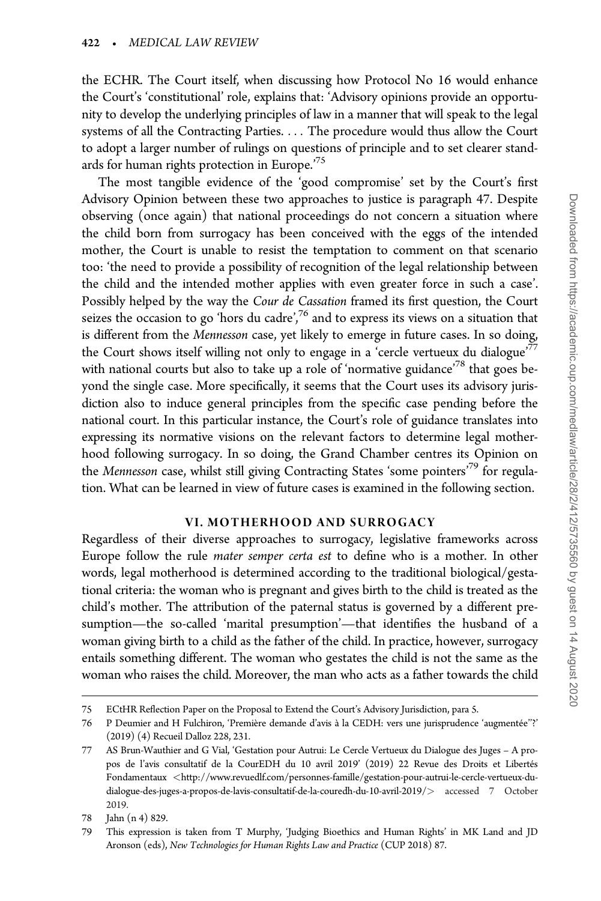the ECHR. The Court itself, when discussing how Protocol No 16 would enhance the Court's 'constitutional' role, explains that: 'Advisory opinions provide an opportunity to develop the underlying principles of law in a manner that will speak to the legal systems of all the Contracting Parties. . . . The procedure would thus allow the Court to adopt a larger number of rulings on questions of principle and to set clearer standards for human rights protection in Europe.'[75]

The most tangible evidence of the 'good compromise' set by the Court's first Advisory Opinion between these two approaches to justice is paragraph 47. Despite observing (once again) that national proceedings do not concern a situation where the child born from surrogacy has been conceived with the eggs of the intended mother, the Court is unable to resist the temptation to comment on that scenario too: 'the need to provide a possibility of recognition of the legal relationship between the child and the intended mother applies with even greater force in such a case'. Possibly helped by the way the *Cour de Cassation* framed its first question, the Court seizes the occasion to go 'hors du cadre',[76] and to express its views on a situation that is different from the *Mennesson* case, yet likely to emerge in future cases. In so doing, the Court shows itself willing not only to engage in a 'cercle vertueux du dialogue'[77] with national courts but also to take up a role of 'normative guidance'[78] that goes beyond the single case. More specifically, it seems that the Court uses its advisory jurisdiction also to induce general principles from the specific case pending before the national court. In this particular instance, the Court's role of guidance translates into expressing its normative visions on the relevant factors to determine legal motherhood following surrogacy. In so doing, the Grand Chamber centres its Opinion on the *Mennesson* case, whilst still giving Contracting States 'some pointers'[79] for regulation. What can be learned in view of future cases is examined in the following section.

## VI. MOTHERHOOD AND SURROGACY

Regardless of their diverse approaches to surrogacy, legislative frameworks across Europe follow the rule *mater semper certa est* to define who is a mother. In other words, legal motherhood is determined according to the traditional biological/gestational criteria: the woman who is pregnant and gives birth to the child is treated as the child's mother. The attribution of the paternal status is governed by a different presumption—the so-called 'marital presumption'—that identifies the husband of a woman giving birth to a child as the father of the child. In practice, however, surrogacy entails something different. The woman who gestates the child is not the same as the woman who raises the child. Moreover, the man who acts as a father towards the child

75 ECtHR Reflection Paper on the Proposal to Extend the Court's Advisory Jurisdiction, para 5.

76 P Deumier and H Fulchiron, 'Première demande d'avis à la CEDH: vers une jurisprudence 'augmentée''?' (2019) (4) Recueil Dalloz 228, 231.

77 AS Brun-Wauthier and G Vial, 'Gestation pour Autrui: Le Cercle Vertueux du Dialogue des Juges – A propos de l'avis consultatif de la CourEDH du 10 avril 2019' (2019) 22 Revue des Droits et Libertés Fondamentaux <http://www.revuedlf.com/personnes-famille/gestation-pour-autrui-le-cercle-vertueux-du-dialogue-des-juges-a-propos-de-lavis-consultatif-de-la-couredh-du-10-avril-2019/> accessed 7 October 2019.

78 Jahn (n 4) 829.

79 This expression is taken from T Murphy, 'Judging Bioethics and Human Rights' in MK Land and JD Aronson (eds), *New Technologies for Human Rights Law and Practice* (CUP 2018) 87.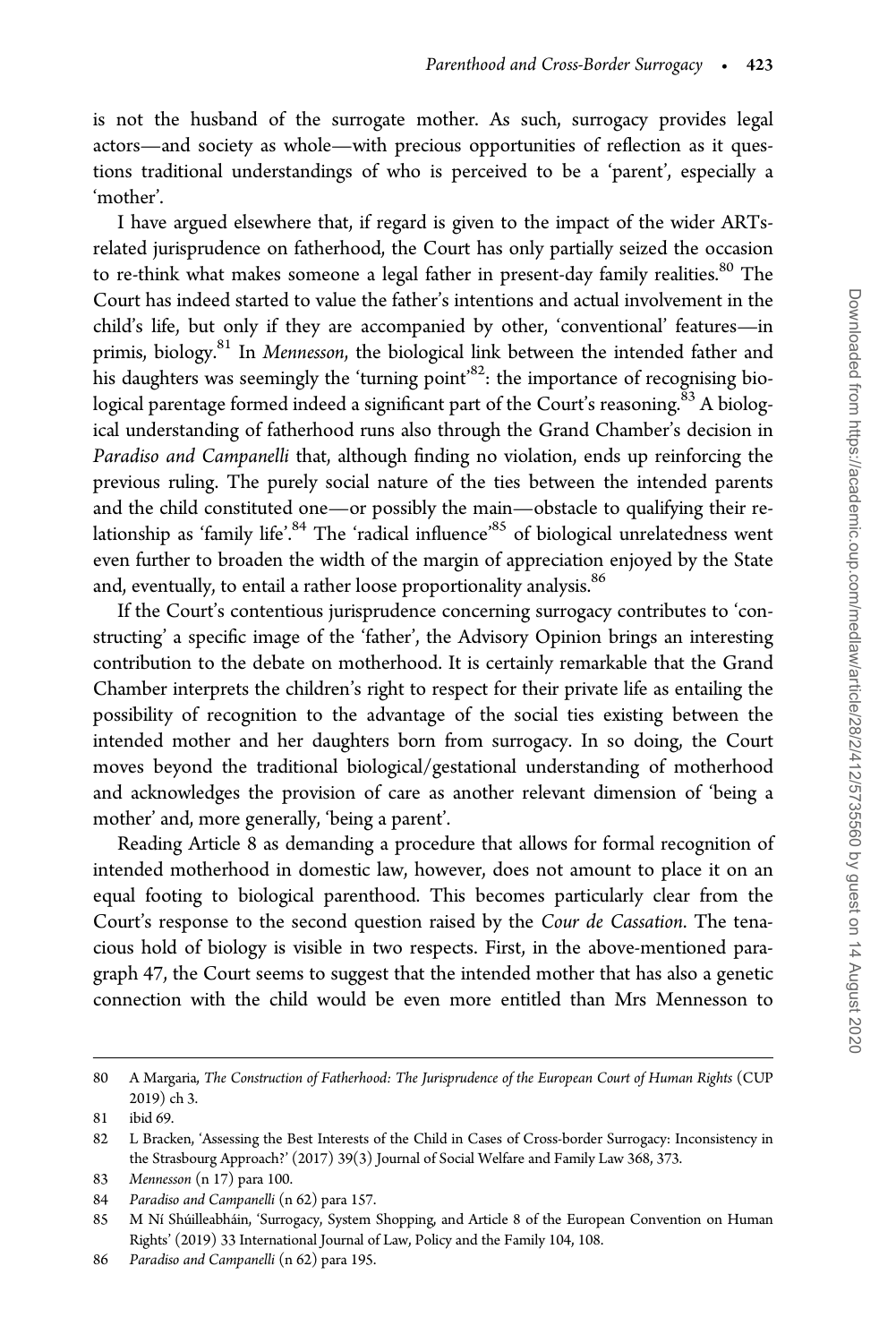is not the husband of the surrogate mother. As such, surrogacy provides legal actors—and society as whole—with precious opportunities of reflection as it questions traditional understandings of who is perceived to be a 'parent', especially a 'mother'.

I have argued elsewhere that, if regard is given to the impact of the wider ARTs-related jurisprudence on fatherhood, the Court has only partially seized the occasion to re-think what makes someone a legal father in present-day family realities.[80] The Court has indeed started to value the father's intentions and actual involvement in the child's life, but only if they are accompanied by other, 'conventional' features—in primis, biology.[81] In *Mennesson*, the biological link between the intended father and his daughters was seemingly the 'turning point'[82]: the importance of recognising biological parentage formed indeed a significant part of the Court's reasoning.[83] A biological understanding of fatherhood runs also through the Grand Chamber's decision in *Paradiso and Campanelli* that, although finding no violation, ends up reinforcing the previous ruling. The purely social nature of the ties between the intended parents and the child constituted one—or possibly the main—obstacle to qualifying their relationship as 'family life'.[84] The 'radical influence'[85] of biological unrelatedness went even further to broaden the width of the margin of appreciation enjoyed by the State and, eventually, to entail a rather loose proportionality analysis.[86]

If the Court's contentious jurisprudence concerning surrogacy contributes to 'constructing' a specific image of the 'father', the Advisory Opinion brings an interesting contribution to the debate on motherhood. It is certainly remarkable that the Grand Chamber interprets the children's right to respect for their private life as entailing the possibility of recognition to the advantage of the social ties existing between the intended mother and her daughters born from surrogacy. In so doing, the Court moves beyond the traditional biological/gestational understanding of motherhood and acknowledges the provision of care as another relevant dimension of 'being a mother' and, more generally, 'being a parent'.

Reading Article 8 as demanding a procedure that allows for formal recognition of intended motherhood in domestic law, however, does not amount to place it on an equal footing to biological parenthood. This becomes particularly clear from the Court's response to the second question raised by the *Cour de Cassation*. The tenacious hold of biology is visible in two respects. First, in the above-mentioned paragraph 47, the Court seems to suggest that the intended mother that has also a genetic connection with the child would be even more entitled than Mrs Mennesson to

---

80 A Margaria, *The Construction of Fatherhood: The Jurisprudence of the European Court of Human Rights* (CUP 2019) ch 3.

81 ibid 69.

82 L Bracken, 'Assessing the Best Interests of the Child in Cases of Cross-border Surrogacy: Inconsistency in the Strasbourg Approach?' (2017) 39(3) Journal of Social Welfare and Family Law 368, 373.

83 *Mennesson* (n 17) para 100.

84 *Paradiso and Campanelli* (n 62) para 157.

85 M Ní Shúilleabháin, 'Surrogacy, System Shopping, and Article 8 of the European Convention on Human Rights' (2019) 33 International Journal of Law, Policy and the Family 104, 108.

86 *Paradiso and Campanelli* (n 62) para 195.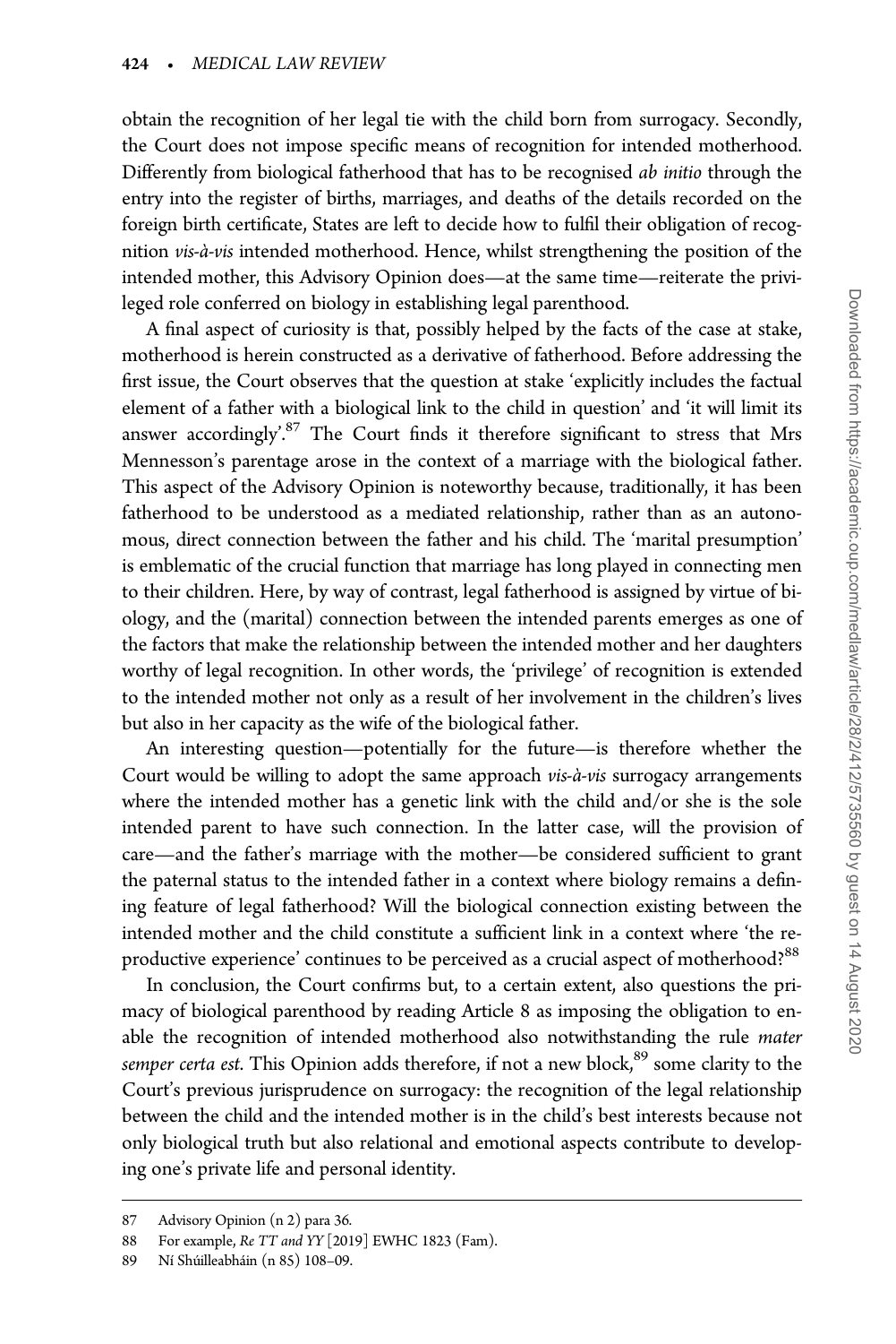obtain the recognition of her legal tie with the child born from surrogacy. Secondly, the Court does not impose specific means of recognition for intended motherhood. Differently from biological fatherhood that has to be recognised *ab initio* through the entry into the register of births, marriages, and deaths of the details recorded on the foreign birth certificate, States are left to decide how to fulfil their obligation of recognition *vis-à-vis* intended motherhood. Hence, whilst strengthening the position of the intended mother, this Advisory Opinion does—at the same time—reiterate the privileged role conferred on biology in establishing legal parenthood.

A final aspect of curiosity is that, possibly helped by the facts of the case at stake, motherhood is herein constructed as a derivative of fatherhood. Before addressing the first issue, the Court observes that the question at stake 'explicitly includes the factual element of a father with a biological link to the child in question' and 'it will limit its answer accordingly'.[87] The Court finds it therefore significant to stress that Mrs Mennesson's parentage arose in the context of a marriage with the biological father. This aspect of the Advisory Opinion is noteworthy because, traditionally, it has been fatherhood to be understood as a mediated relationship, rather than as an autonomous, direct connection between the father and his child. The 'marital presumption' is emblematic of the crucial function that marriage has long played in connecting men to their children. Here, by way of contrast, legal fatherhood is assigned by virtue of biology, and the (marital) connection between the intended parents emerges as one of the factors that make the relationship between the intended mother and her daughters worthy of legal recognition. In other words, the 'privilege' of recognition is extended to the intended mother not only as a result of her involvement in the children's lives but also in her capacity as the wife of the biological father.

An interesting question—potentially for the future—is therefore whether the Court would be willing to adopt the same approach *vis-à-vis* surrogacy arrangements where the intended mother has a genetic link with the child and/or she is the sole intended parent to have such connection. In the latter case, will the provision of care—and the father's marriage with the mother—be considered sufficient to grant the paternal status to the intended father in a context where biology remains a defining feature of legal fatherhood? Will the biological connection existing between the intended mother and the child constitute a sufficient link in a context where 'the reproductive experience' continues to be perceived as a crucial aspect of motherhood?[88]

In conclusion, the Court confirms but, to a certain extent, also questions the primacy of biological parenthood by reading Article 8 as imposing the obligation to enable the recognition of intended motherhood also notwithstanding the rule *mater semper certa est*. This Opinion adds therefore, if not a new block,[89] some clarity to the Court's previous jurisprudence on surrogacy: the recognition of the legal relationship between the child and the intended mother is in the child's best interests because not only biological truth but also relational and emotional aspects contribute to developing one's private life and personal identity.

---

87 Advisory Opinion (n 2) para 36.

88 For example, *Re TT and YY* [2019] EWHC 1823 (Fam).

89 Ní Shúilleabháin (n 85) 108–09.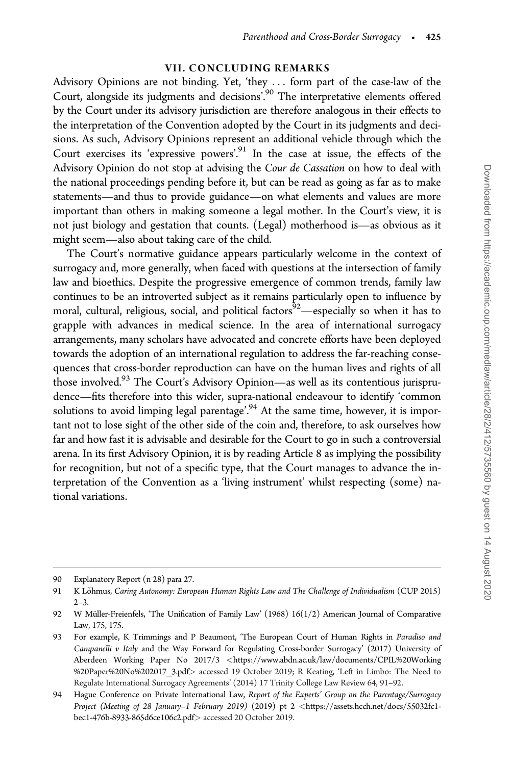## VII. CONCLUDING REMARKS

Advisory Opinions are not binding. Yet, 'they … form part of the case-law of the Court, alongside its judgments and decisions'.[90] The interpretative elements offered by the Court under its advisory jurisdiction are therefore analogous in their effects to the interpretation of the Convention adopted by the Court in its judgments and decisions. As such, Advisory Opinions represent an additional vehicle through which the Court exercises its 'expressive powers'.[91] In the case at issue, the effects of the Advisory Opinion do not stop at advising the *Cour de Cassation* on how to deal with the national proceedings pending before it, but can be read as going as far as to make statements—and thus to provide guidance—on what elements and values are more important than others in making someone a legal mother. In the Court's view, it is not just biology and gestation that counts. (Legal) motherhood is—as obvious as it might seem—also about taking care of the child.

The Court's normative guidance appears particularly welcome in the context of surrogacy and, more generally, when faced with questions at the intersection of family law and bioethics. Despite the progressive emergence of common trends, family law continues to be an introverted subject as it remains particularly open to influence by moral, cultural, religious, social, and political factors[92]—especially so when it has to grapple with advances in medical science. In the area of international surrogacy arrangements, many scholars have advocated and concrete efforts have been deployed towards the adoption of an international regulation to address the far-reaching consequences that cross-border reproduction can have on the human lives and rights of all those involved.[93] The Court's Advisory Opinion—as well as its contentious jurisprudence—fits therefore into this wider, supra-national endeavour to identify 'common solutions to avoid limping legal parentage'.[94] At the same time, however, it is important not to lose sight of the other side of the coin and, therefore, to ask ourselves how far and how fast it is advisable and desirable for the Court to go in such a controversial arena. In its first Advisory Opinion, it is by reading Article 8 as implying the possibility for recognition, but not of a specific type, that the Court manages to advance the interpretation of the Convention as a 'living instrument' whilst respecting (some) national variations.

---

90 Explanatory Report (n 28) para 27.

91 K Lõhmus, *Caring Autonomy: European Human Rights Law and The Challenge of Individualism* (CUP 2015) 2–3.

92 W Müller-Freienfels, 'The Unification of Family Law' (1968) 16(1/2) American Journal of Comparative Law, 175, 175.

93 For example, K Trimmings and P Beaumont, 'The European Court of Human Rights in *Paradiso and Campanelli v Italy* and the Way Forward for Regulating Cross-border Surrogacy' (2017) University of Aberdeen Working Paper No 2017/3 <https://www.abdn.ac.uk/law/documents/CPIL%20Working%20Paper%20No%202017_3.pdf> accessed 19 October 2019; R Keating, 'Left in Limbo: The Need to Regulate International Surrogacy Agreements' (2014) 17 Trinity College Law Review 64, 91–92.

94 Hague Conference on Private International Law, *Report of the Experts' Group on the Parentage/Surrogacy Project (Meeting of 28 January–1 February 2019)* (2019) pt 2 <https://assets.hcch.net/docs/55032fc1-bec1-476b-8933-865d6ce106c2.pdf> accessed 20 October 2019.